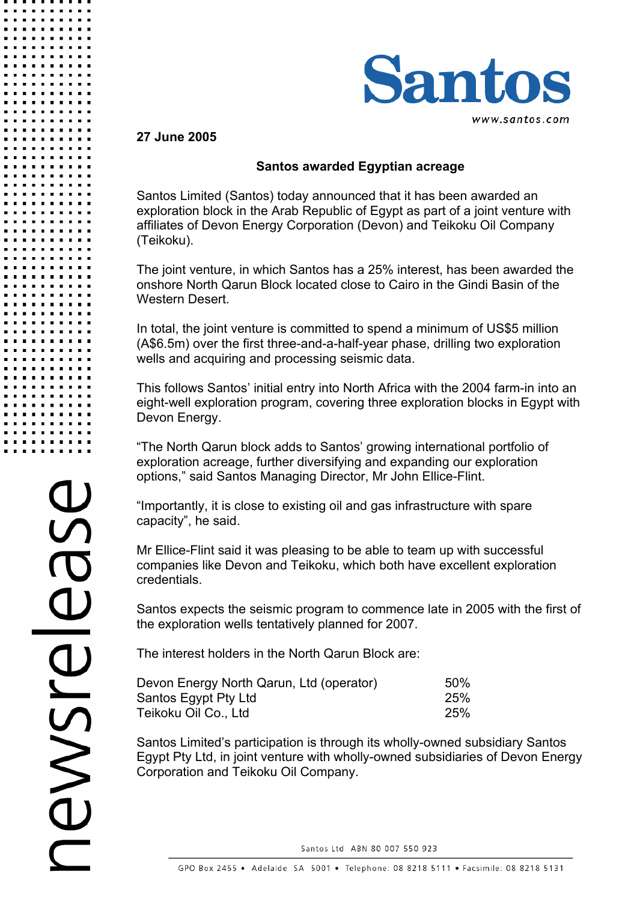Santos

www.santos.com

**27 June 2005**

## Santos awarded Egyptian acreage

Santos Limited (Santos) today announced that it has been awarded an exploration block in the Arab Republic of Egypt as part of a joint venture with affiliates of Devon Energy Corporation (Devon) and Teikoku Oil Company (Teikoku).

The joint venture, in which Santos has a 25% interest, has been awarded the onshore North Qarun Block located close to Cairo in the Gindi Basin of the Western Desert.

In total, the joint venture is committed to spend a minimum of US$5 million (A$6.5m) over the first three-and-a-half-year phase, drilling two exploration wells and acquiring and processing seismic data.

This follows Santos' initial entry into North Africa with the 2004 farm-in into an eight-well exploration program, covering three exploration blocks in Egypt with Devon Energy.

"The North Qarun block adds to Santos' growing international portfolio of exploration acreage, further diversifying and expanding our exploration options," said Santos Managing Director, Mr John Ellice-Flint.

"Importantly, it is close to existing oil and gas infrastructure with spare capacity", he said.

Mr Ellice-Flint said it was pleasing to be able to team up with successful companies like Devon and Teikoku, which both have excellent exploration credentials.

Santos expects the seismic program to commence late in 2005 with the first of the exploration wells tentatively planned for 2007.

The interest holders in the North Qarun Block are:

| | |
|---|---|
| Devon Energy North Qarun, Ltd (operator) | 50% |
| Santos Egypt Pty Ltd | 25% |
| Teikoku Oil Co., Ltd | 25% |

Santos Limited's participation is through its wholly-owned subsidiary Santos Egypt Pty Ltd, in joint venture with wholly-owned subsidiaries of Devon Energy Corporation and Teikoku Oil Company.

Santos Ltd ABN 80 007 550 923

GPO Box 2455 • Adelaide SA 5001 • Telephone: 08 8218 5111 • Facsimile: 08 8218 5131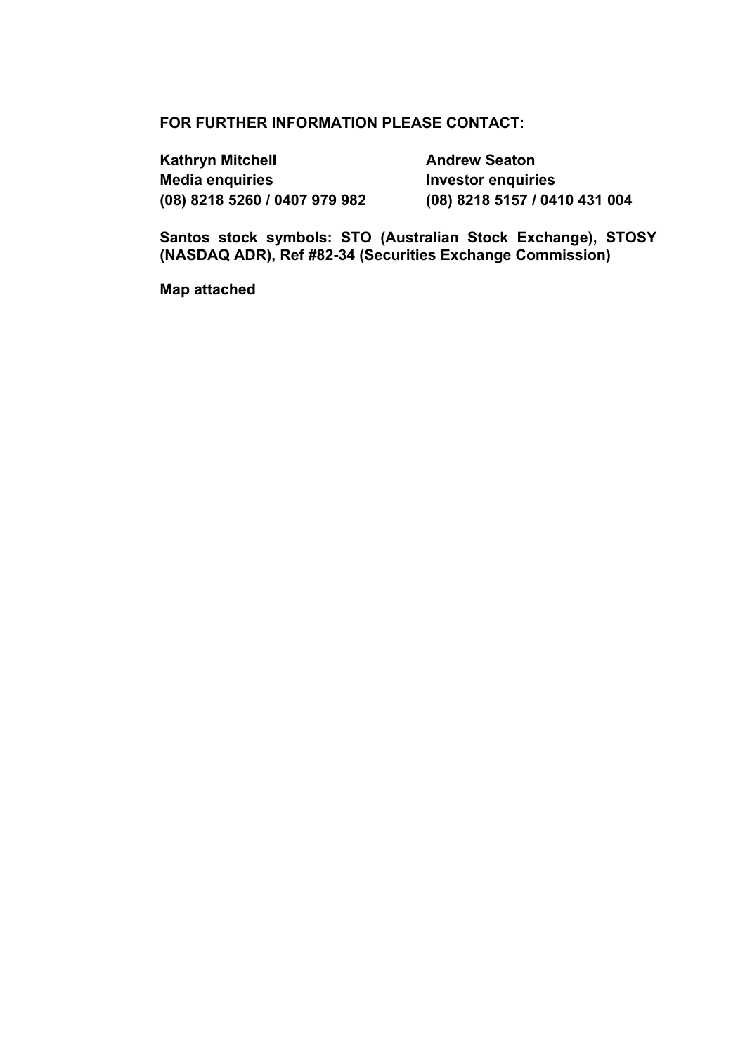**FOR FURTHER INFORMATION PLEASE CONTACT:**

**Kathryn Mitchell**
**Media enquiries**
**(08) 8218 5260 / 0407 979 982**

**Andrew Seaton**
**Investor enquiries**
**(08) 8218 5157 / 0410 431 004**

**Santos stock symbols: STO (Australian Stock Exchange), STOSY (NASDAQ ADR), Ref #82-34 (Securities Exchange Commission)**

**Map attached**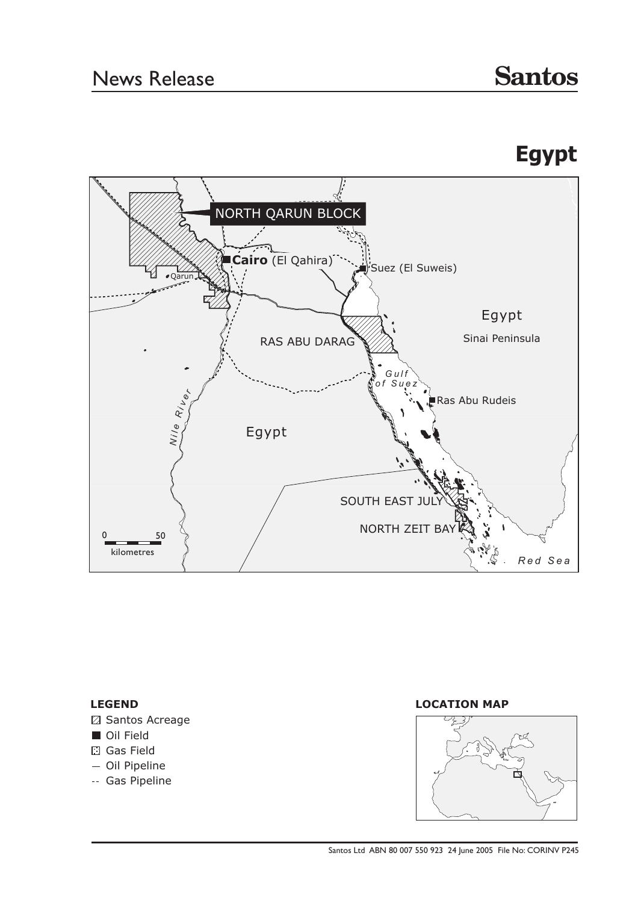# News Release

**Santos**

# Egypt

NORTH QARUN BLOCK

**Cairo** (El Qahira)

Suez (El Suweis)

Qarun

Egypt

Sinai Peninsula

RAS ABU DARAG

Gulf of Suez

Ras Abu Rudeis

Nile River

Egypt

SOUTH EAST JULY

NORTH ZEIT BAY

0 50

kilometres

Red Sea

**LEGEND**

- Santos Acreage
- Oil Field
- Gas Field
- Oil Pipeline
- Gas Pipeline

**LOCATION MAP**

Santos Ltd ABN 80 007 550 923 24 June 2005 File No: CORINV P245